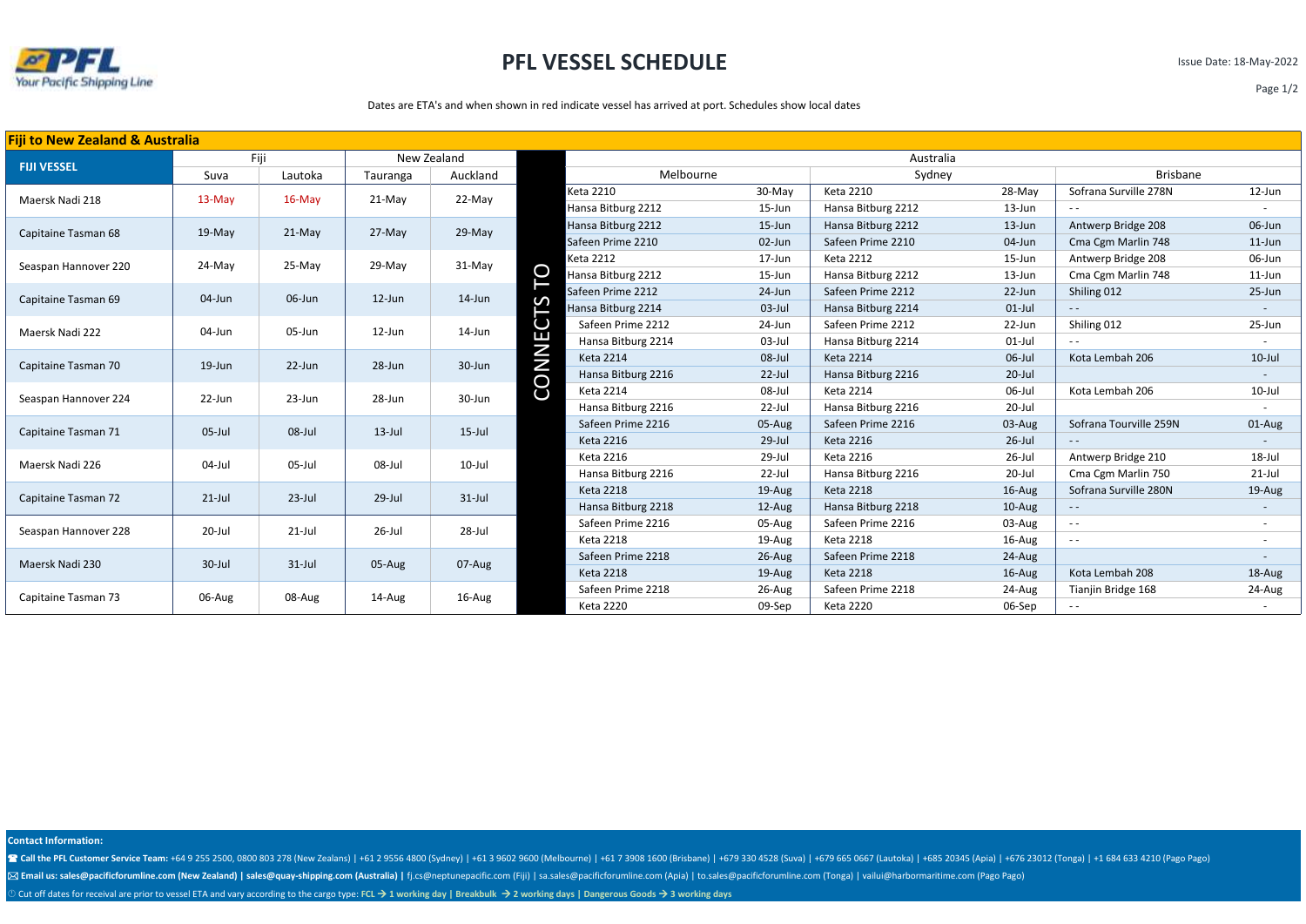# PFL VESSEL SCHEDULE

Your Pacific Shipping Line

Issue Date: 18-May-2022

Dates are ETA's and when shown in red indicate vessel has arrived at port. Schedules show local dates

## Fiji to New Zealand & Australia

| FIJI VESSEL | Fiji | | New Zealand | | CONNECTS TO | Australia | | | | | |
|---|---|---|---|---|---|---|---|---|---|---|---|
| | Suva | Lautoka | Tauranga | Auckland | | Melbourne | | Sydney | | Brisbane | |
| Maersk Nadi 218 | 13-May | 16-May | 21-May | 22-May | | Keta 2210 | 30-May | Keta 2210 | 28-May | Sofrana Surville 278N | 12-Jun |
| | | | | | | Hansa Bitburg 2212 | 15-Jun | Hansa Bitburg 2212 | 13-Jun | - - | - |
| Capitaine Tasman 68 | 19-May | 21-May | 27-May | 29-May | | Hansa Bitburg 2212 | 15-Jun | Hansa Bitburg 2212 | 13-Jun | Antwerp Bridge 208 | 06-Jun |
| | | | | | | Safeen Prime 2210 | 02-Jun | Safeen Prime 2210 | 04-Jun | Cma Cgm Marlin 748 | 11-Jun |
| Seaspan Hannover 220 | 24-May | 25-May | 29-May | 31-May | | Keta 2212 | 17-Jun | Keta 2212 | 15-Jun | Antwerp Bridge 208 | 06-Jun |
| | | | | | | Hansa Bitburg 2212 | 15-Jun | Hansa Bitburg 2212 | 13-Jun | Cma Cgm Marlin 748 | 11-Jun |
| Capitaine Tasman 69 | 04-Jun | 06-Jun | 12-Jun | 14-Jun | | Safeen Prime 2212 | 24-Jun | Safeen Prime 2212 | 22-Jun | Shiling 012 | 25-Jun |
| | | | | | | Hansa Bitburg 2214 | 03-Jul | Hansa Bitburg 2214 | 01-Jul | - - | - |
| Maersk Nadi 222 | 04-Jun | 05-Jun | 12-Jun | 14-Jun | | Safeen Prime 2212 | 24-Jun | Safeen Prime 2212 | 22-Jun | Shiling 012 | 25-Jun |
| | | | | | | Hansa Bitburg 2214 | 03-Jul | Hansa Bitburg 2214 | 01-Jul | - - | - |
| Capitaine Tasman 70 | 19-Jun | 22-Jun | 28-Jun | 30-Jun | | Keta 2214 | 08-Jul | Keta 2214 | 06-Jul | Kota Lembah 206 | 10-Jul |
| | | | | | | Hansa Bitburg 2216 | 22-Jul | Hansa Bitburg 2216 | 20-Jul | | - |
| Seaspan Hannover 224 | 22-Jun | 23-Jun | 28-Jun | 30-Jun | | Keta 2214 | 08-Jul | Keta 2214 | 06-Jul | Kota Lembah 206 | 10-Jul |
| | | | | | | Hansa Bitburg 2216 | 22-Jul | Hansa Bitburg 2216 | 20-Jul | | - |
| Capitaine Tasman 71 | 05-Jul | 08-Jul | 13-Jul | 15-Jul | | Safeen Prime 2216 | 05-Aug | Safeen Prime 2216 | 03-Aug | Sofrana Tourville 259N | 01-Aug |
| | | | | | | Keta 2216 | 29-Jul | Keta 2216 | 26-Jul | - - | - |
| Maersk Nadi 226 | 04-Jul | 05-Jul | 08-Jul | 10-Jul | | Keta 2216 | 29-Jul | Keta 2216 | 26-Jul | Antwerp Bridge 210 | 18-Jul |
| | | | | | | Hansa Bitburg 2216 | 22-Jul | Hansa Bitburg 2216 | 20-Jul | Cma Cgm Marlin 750 | 21-Jul |
| Capitaine Tasman 72 | 21-Jul | 23-Jul | 29-Jul | 31-Jul | | Keta 2218 | 19-Aug | Keta 2218 | 16-Aug | Sofrana Surville 280N | 19-Aug |
| | | | | | | Hansa Bitburg 2218 | 12-Aug | Hansa Bitburg 2218 | 10-Aug | - - | - |
| Seaspan Hannover 228 | 20-Jul | 21-Jul | 26-Jul | 28-Jul | | Safeen Prime 2216 | 05-Aug | Safeen Prime 2216 | 03-Aug | - - | - |
| | | | | | | Keta 2218 | 19-Aug | Keta 2218 | 16-Aug | - - | - |
| Maersk Nadi 230 | 30-Jul | 31-Jul | 05-Aug | 07-Aug | | Safeen Prime 2218 | 26-Aug | Safeen Prime 2218 | 24-Aug | | - |
| | | | | | | Keta 2218 | 19-Aug | Keta 2218 | 16-Aug | Kota Lembah 208 | 18-Aug |
| Capitaine Tasman 73 | 06-Aug | 08-Aug | 14-Aug | 16-Aug | | Safeen Prime 2218 | 26-Aug | Safeen Prime 2218 | 24-Aug | Tianjin Bridge 168 | 24-Aug |
| | | | | | | Keta 2220 | 09-Sep | Keta 2220 | 06-Sep | - - | - |

**Contact Information:**

**Call the PFL Customer Service Team:** +64 9 255 2500, 0800 803 278 (New Zealans) | +61 2 9556 4800 (Sydney) | +61 3 9602 9600 (Melbourne) | +61 7 3908 1600 (Brisbane) | +679 330 4528 (Suva) | +679 665 0667 (Lautoka) | +685 20345 (Apia) | +676 23012 (Tonga) | +1 684 633 4210 (Pago Pago)

**Email us: sales@pacificforumline.com (New Zealand) | sales@quay-shipping.com (Australia) |** fj.cs@neptunepacific.com (Fiji) | sa.sales@pacificforumline.com (Apia) | to.sales@pacificforumline.com (Tonga) | vailui@harbormaritime.com (Pago Pago)

Cut off dates for receival are prior to vessel ETA and vary according to the cargo type: FCL → 1 working day | Breakbulk → 2 working days | Dangerous Goods → 3 working days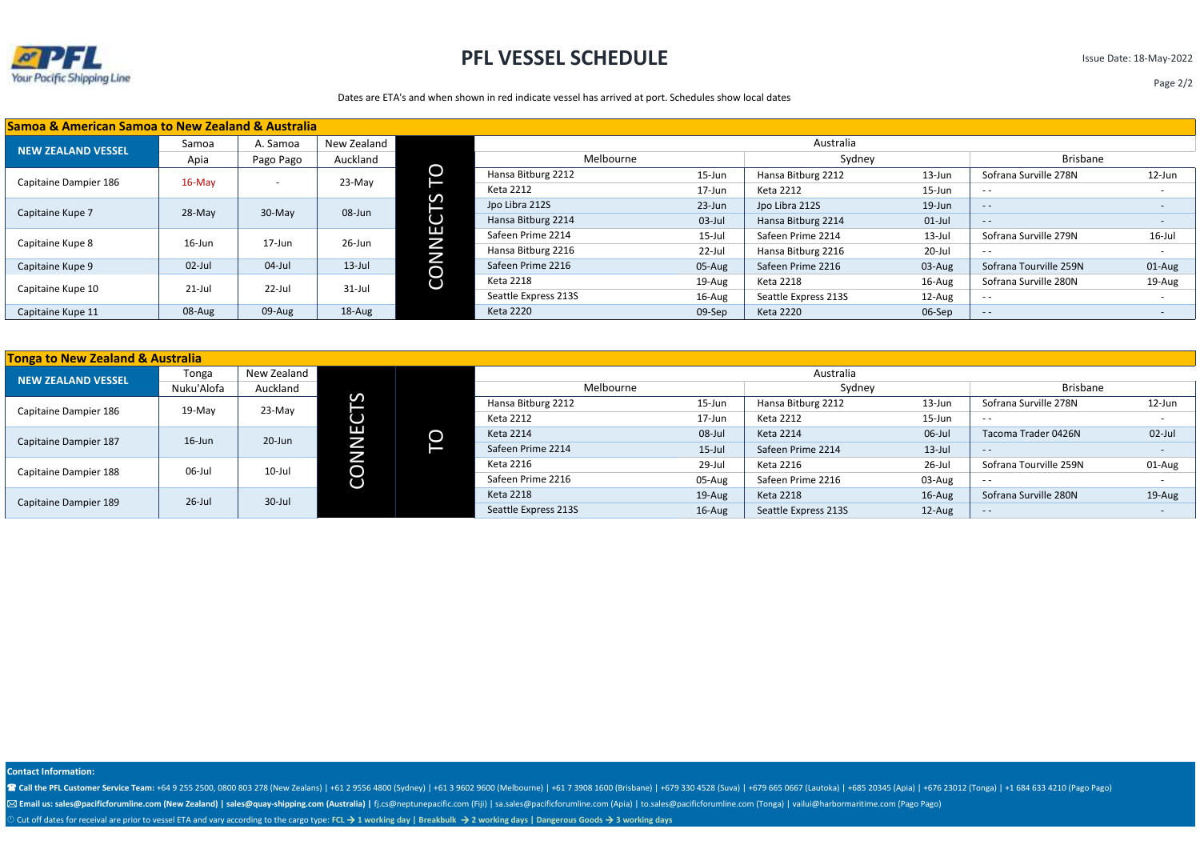# PFL VESSEL SCHEDULE

Issue Date: 18-May-2022

Dates are ETA's and when shown in red indicate vessel has arrived at port. Schedules show local dates

## Samoa & American Samoa to New Zealand & Australia

| NEW ZEALAND VESSEL | Samoa | A. Samoa | New Zealand | | Australia | | | | | |
|---|---|---|---|---|---|---|---|---|---|---|
| | Apia | Pago Pago | Auckland | | Melbourne | | Sydney | | Brisbane | |
| Capitaine Dampier 186 | 16-May | - | 23-May | CONNECTS TO | Hansa Bitburg 2212 | 15-Jun | Hansa Bitburg 2212 | 13-Jun | Sofrana Surville 278N | 12-Jun |
| | | | | | Keta 2212 | 17-Jun | Keta 2212 | 15-Jun | - - | - |
| Capitaine Kupe 7 | 28-May | 30-May | 08-Jun | | Jpo Libra 212S | 23-Jun | Jpo Libra 212S | 19-Jun | - - | - |
| | | | | | Hansa Bitburg 2214 | 03-Jul | Hansa Bitburg 2214 | 01-Jul | - - | - |
| Capitaine Kupe 8 | 16-Jun | 17-Jun | 26-Jun | | Safeen Prime 2214 | 15-Jul | Safeen Prime 2214 | 13-Jul | Sofrana Surville 279N | 16-Jul |
| | | | | | Hansa Bitburg 2216 | 22-Jul | Hansa Bitburg 2216 | 20-Jul | - - | - |
| Capitaine Kupe 9 | 02-Jul | 04-Jul | 13-Jul | | Safeen Prime 2216 | 05-Aug | Safeen Prime 2216 | 03-Aug | Sofrana Tourville 259N | 01-Aug |
| Capitaine Kupe 10 | 21-Jul | 22-Jul | 31-Jul | | Keta 2218 | 19-Aug | Keta 2218 | 16-Aug | Sofrana Surville 280N | 19-Aug |
| | | | | | Seattle Express 213S | 16-Aug | Seattle Express 213S | 12-Aug | - - | - |
| Capitaine Kupe 11 | 08-Aug | 09-Aug | 18-Aug | | Keta 2220 | 09-Sep | Keta 2220 | 06-Sep | - - | - |

## Tonga to New Zealand & Australia

| NEW ZEALAND VESSEL | Tonga | New Zealand | | | Australia | | | | | |
|---|---|---|---|---|---|---|---|---|---|---|
| | Nuku'Alofa | Auckland | | | Melbourne | | Sydney | | Brisbane | |
| Capitaine Dampier 186 | 19-May | 23-May | CONNECTS | TO | Hansa Bitburg 2212 | 15-Jun | Hansa Bitburg 2212 | 13-Jun | Sofrana Surville 278N | 12-Jun |
| | | | | | Keta 2212 | 17-Jun | Keta 2212 | 15-Jun | - - | - |
| Capitaine Dampier 187 | 16-Jun | 20-Jun | | | Keta 2214 | 08-Jul | Keta 2214 | 06-Jul | Tacoma Trader 0426N | 02-Jul |
| | | | | | Safeen Prime 2214 | 15-Jul | Safeen Prime 2214 | 13-Jul | - - | - |
| Capitaine Dampier 188 | 06-Jul | 10-Jul | | | Keta 2216 | 29-Jul | Keta 2216 | 26-Jul | Sofrana Tourville 259N | 01-Aug |
| | | | | | Safeen Prime 2216 | 05-Aug | Safeen Prime 2216 | 03-Aug | - - | - |
| Capitaine Dampier 189 | 26-Jul | 30-Jul | | | Keta 2218 | 19-Aug | Keta 2218 | 16-Aug | Sofrana Surville 280N | 19-Aug |
| | | | | | Seattle Express 213S | 16-Aug | Seattle Express 213S | 12-Aug | - - | - |

**Contact Information:**

**Call the PFL Customer Service Team:** +64 9 255 2500, 0800 803 278 (New Zealands) | +61 2 9556 4800 (Sydney) | +61 3 9602 9600 (Melbourne) | +61 7 3908 1600 (Brisbane) | +679 330 4528 (Suva) | +679 665 0667 (Lautoka) | +685 20345 (Apia) | +676 23012 (Tonga) | +1 684 633 4210 (Pago Pago)

**Email us: sales@pacificforumline.com (New Zealand) | sales@quay-shipping.com (Australia) |** fj.cs@neptunepacific.com (Fiji) | sa.sales@pacificforumline.com (Apia) | to.sales@pacificforumline.com (Tonga) | vailui@harbormaritime.com (Pago Pago)

Cut off dates for receival are prior to vessel ETA and vary according to the cargo type: FCL → 1 working day | Breakbulk → 2 working days | Dangerous Goods → 3 working days